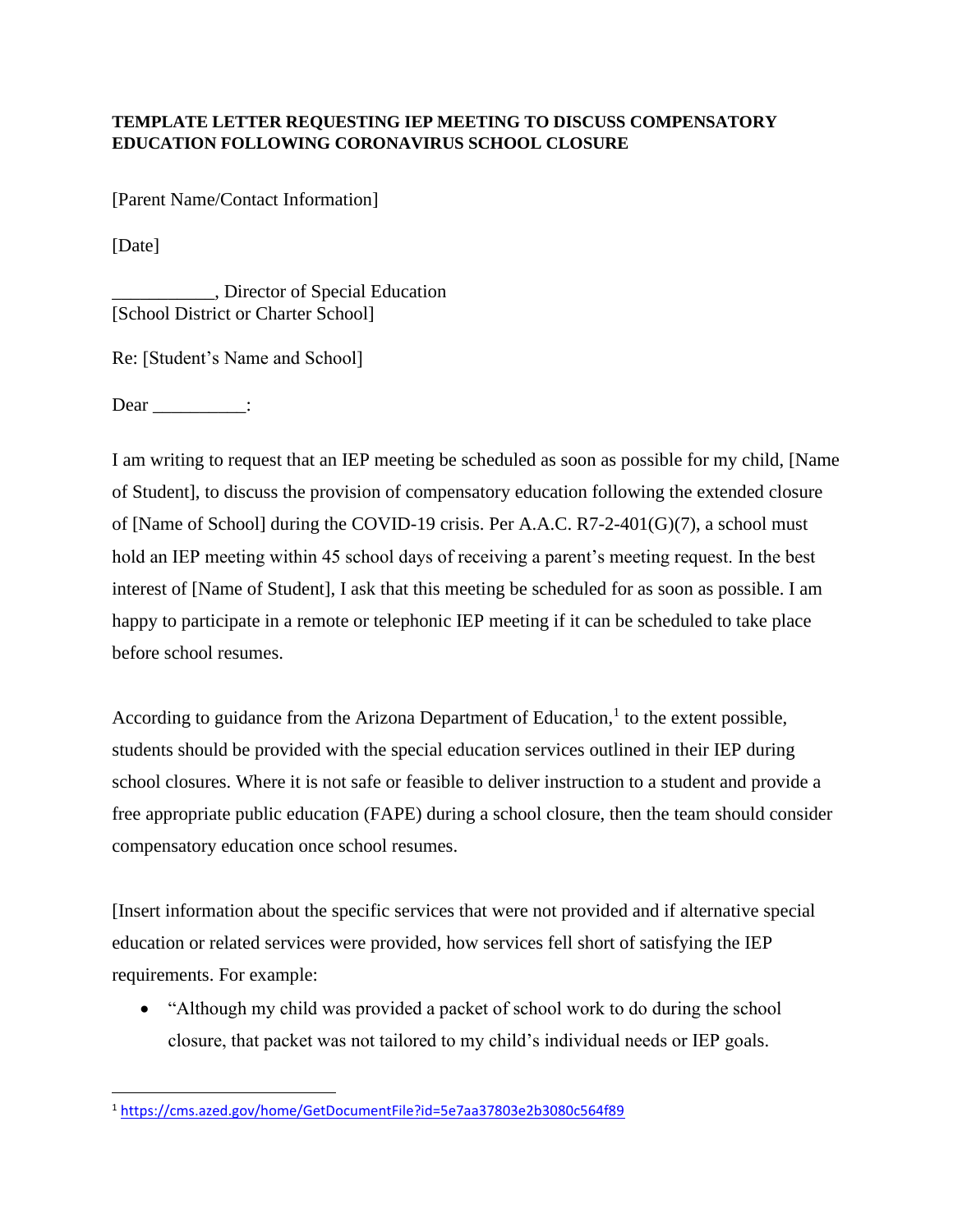**TEMPLATE LETTER REQUESTING IEP MEETING TO DISCUSS COMPENSATORY EDUCATION FOLLOWING CORONAVIRUS SCHOOL CLOSURE**

[Parent Name/Contact Information]

[Date]

___________, Director of Special Education
[School District or Charter School]

Re: [Student's Name and School]

Dear __________:

I am writing to request that an IEP meeting be scheduled as soon as possible for my child, [Name of Student], to discuss the provision of compensatory education following the extended closure of [Name of School] during the COVID-19 crisis. Per A.A.C. R7-2-401(G)(7), a school must hold an IEP meeting within 45 school days of receiving a parent's meeting request. In the best interest of [Name of Student], I ask that this meeting be scheduled for as soon as possible. I am happy to participate in a remote or telephonic IEP meeting if it can be scheduled to take place before school resumes.

According to guidance from the Arizona Department of Education,[1] to the extent possible, students should be provided with the special education services outlined in their IEP during school closures. Where it is not safe or feasible to deliver instruction to a student and provide a free appropriate public education (FAPE) during a school closure, then the team should consider compensatory education once school resumes.

[Insert information about the specific services that were not provided and if alternative special education or related services were provided, how services fell short of satisfying the IEP requirements. For example:

- "Although my child was provided a packet of school work to do during the school closure, that packet was not tailored to my child's individual needs or IEP goals.

---

[1] https://cms.azed.gov/home/GetDocumentFile?id=5e7aa37803e2b3080c564f89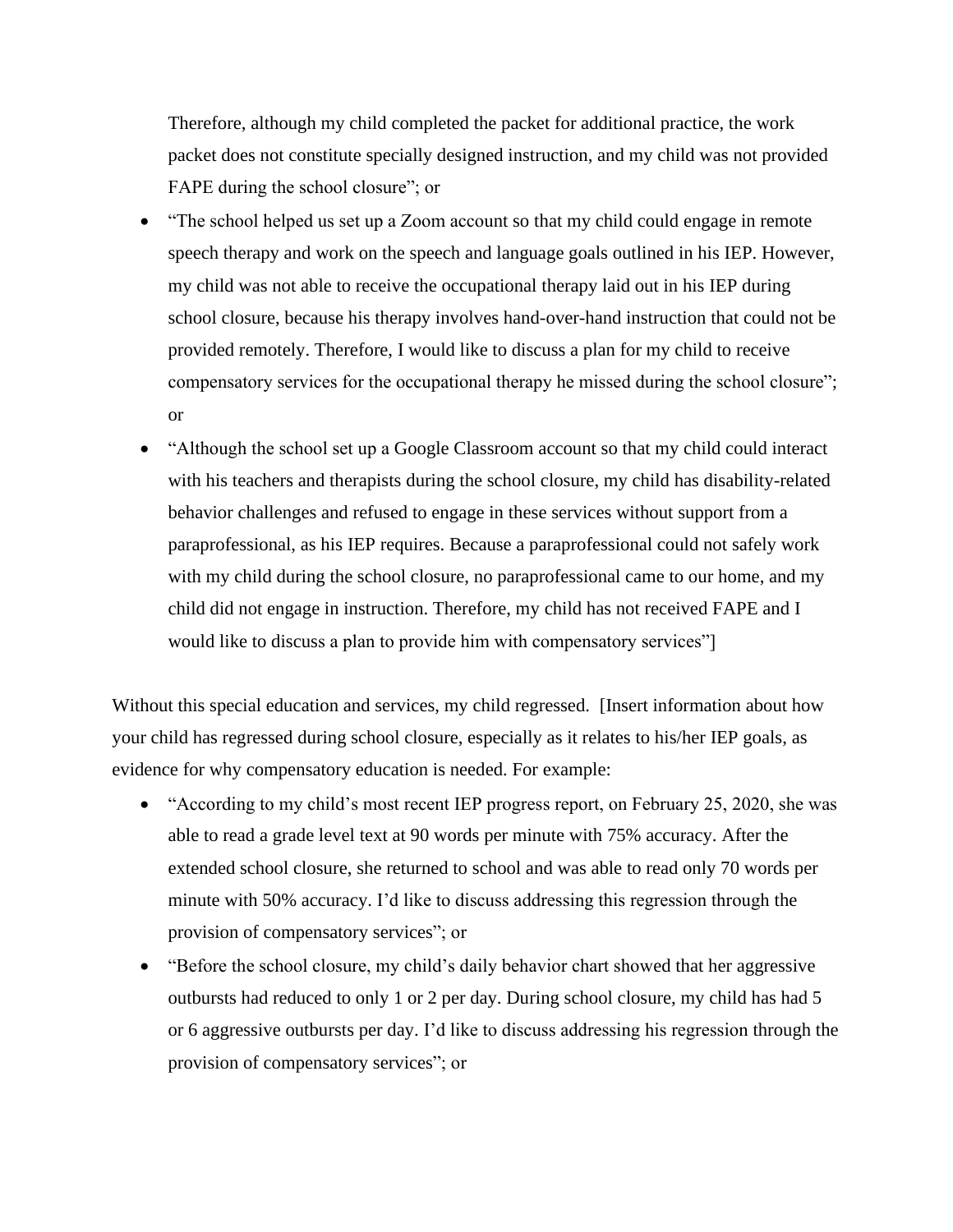Therefore, although my child completed the packet for additional practice, the work packet does not constitute specially designed instruction, and my child was not provided FAPE during the school closure"; or

- "The school helped us set up a Zoom account so that my child could engage in remote speech therapy and work on the speech and language goals outlined in his IEP. However, my child was not able to receive the occupational therapy laid out in his IEP during school closure, because his therapy involves hand-over-hand instruction that could not be provided remotely. Therefore, I would like to discuss a plan for my child to receive compensatory services for the occupational therapy he missed during the school closure"; or
- "Although the school set up a Google Classroom account so that my child could interact with his teachers and therapists during the school closure, my child has disability-related behavior challenges and refused to engage in these services without support from a paraprofessional, as his IEP requires. Because a paraprofessional could not safely work with my child during the school closure, no paraprofessional came to our home, and my child did not engage in instruction. Therefore, my child has not received FAPE and I would like to discuss a plan to provide him with compensatory services"]

Without this special education and services, my child regressed. [Insert information about how your child has regressed during school closure, especially as it relates to his/her IEP goals, as evidence for why compensatory education is needed. For example:

- "According to my child's most recent IEP progress report, on February 25, 2020, she was able to read a grade level text at 90 words per minute with 75% accuracy. After the extended school closure, she returned to school and was able to read only 70 words per minute with 50% accuracy. I'd like to discuss addressing this regression through the provision of compensatory services"; or
- "Before the school closure, my child's daily behavior chart showed that her aggressive outbursts had reduced to only 1 or 2 per day. During school closure, my child has had 5 or 6 aggressive outbursts per day. I'd like to discuss addressing his regression through the provision of compensatory services"; or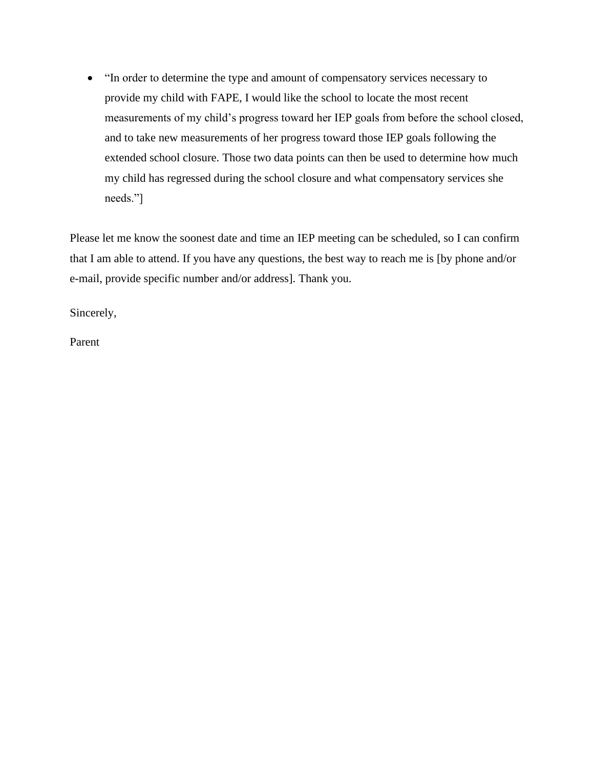- "In order to determine the type and amount of compensatory services necessary to provide my child with FAPE, I would like the school to locate the most recent measurements of my child's progress toward her IEP goals from before the school closed, and to take new measurements of her progress toward those IEP goals following the extended school closure. Those two data points can then be used to determine how much my child has regressed during the school closure and what compensatory services she needs."]

Please let me know the soonest date and time an IEP meeting can be scheduled, so I can confirm that I am able to attend. If you have any questions, the best way to reach me is [by phone and/or e-mail, provide specific number and/or address]. Thank you.

Sincerely,

Parent